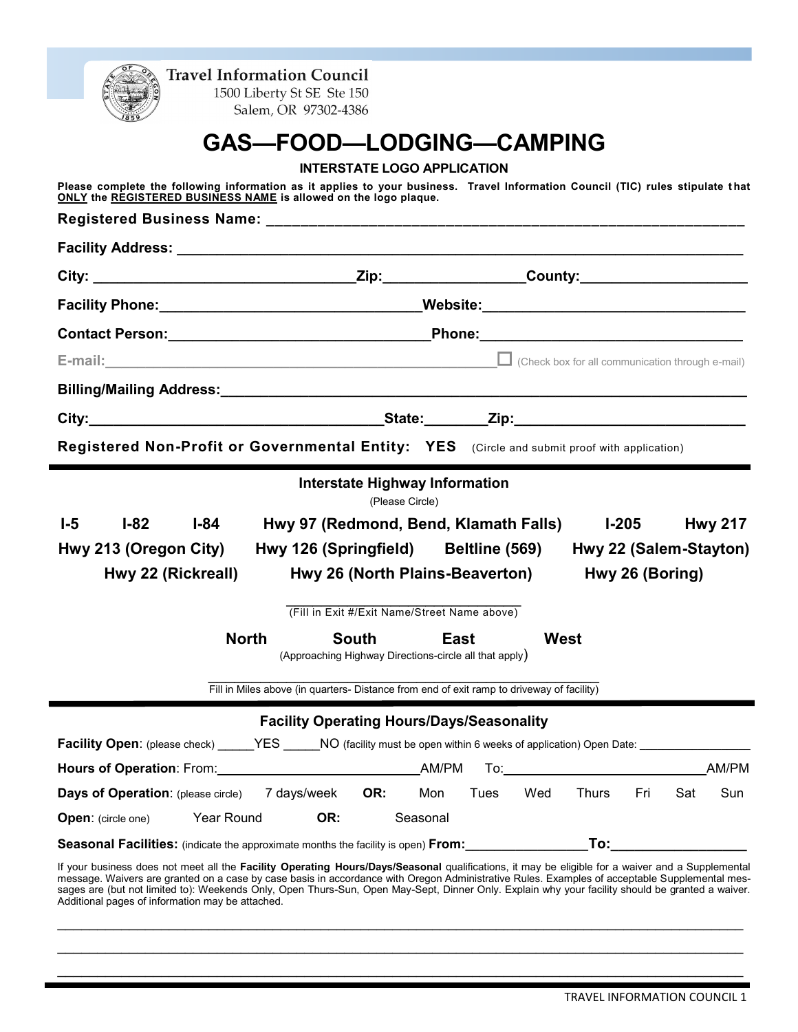Travel Information Council
1500 Liberty St SE Ste 150
Salem, OR 97302-4386

# GAS—FOOD—LODGING—CAMPING

**INTERSTATE LOGO APPLICATION**

**Please complete the following information as it applies to your business. Travel Information Council (TIC) rules stipulate that ONLY the REGISTERED BUSINESS NAME is allowed on the logo plaque.**

**Registered Business Name:** ____________________________________________________________

**Facility Address:** ____________________________________________________________________

**City:** ________________________________ **Zip:** _________________ **County:** ____________________

**Facility Phone:** _______________________________ **Website:** _______________________________

**Contact Person:** _______________________________ **Phone:** _______________________________

E-mail: ________________________________________________ ☐ (Check box for all communication through e-mail)

**Billing/Mailing Address:** _____________________________________________________________

**City:** __________________________________ **State:** ________ **Zip:** ___________________________

**Registered Non-Profit or Governmental Entity: YES** (Circle and submit proof with application)

---

## Interstate Highway Information

(Please Circle)

**I-5** **I-82** **I-84** **Hwy 97 (Redmond, Bend, Klamath Falls)** **I-205** **Hwy 217**

**Hwy 213 (Oregon City)** **Hwy 126 (Springfield)** **Beltline (569)** **Hwy 22 (Salem-Stayton)**

**Hwy 22 (Rickreall)** **Hwy 26 (North Plains-Beaverton)** **Hwy 26 (Boring)**

________________________________
(Fill in Exit #/Exit Name/Street Name above)

**North** **South** **East** **West**
(Approaching Highway Directions-circle all that apply)

________________________________________________
Fill in Miles above (in quarters- Distance from end of exit ramp to driveway of facility)

---

## Facility Operating Hours/Days/Seasonality

**Facility Open**: (please check) _____YES _____NO (facility must be open within 6 weeks of application) Open Date: _________________

**Hours of Operation**: From:___________________________AM/PM To:_____________________________AM/PM

**Days of Operation**: (please circle) 7 days/week **OR:** Mon Tues Wed Thurs Fri Sat Sun

**Open**: (circle one) Year Round **OR:** Seasonal

**Seasonal Facilities:** (indicate the approximate months the facility is open) **From:**________________**To:**_________________

If your business does not meet all the **Facility Operating Hours/Days/Seasonal** qualifications, it may be eligible for a waiver and a Supplemental message. Waivers are granted on a case by case basis in accordance with Oregon Administrative Rules. Examples of acceptable Supplemental messages are (but not limited to): Weekends Only, Open Thurs-Sun, Open May-Sept, Dinner Only. Explain why your facility should be granted a waiver. Additional pages of information may be attached.

________________________________________________________________________________________

________________________________________________________________________________________

________________________________________________________________________________________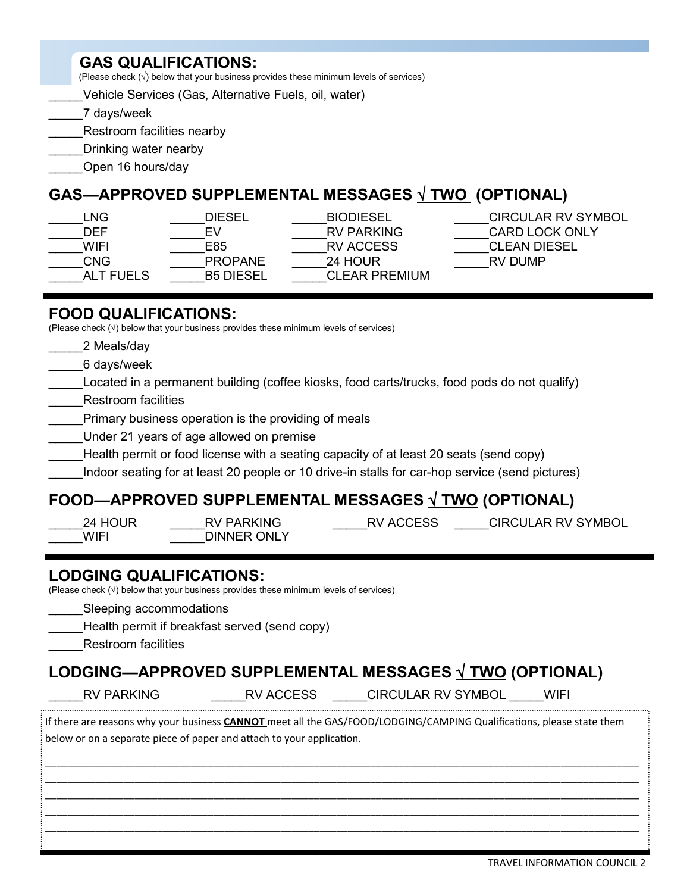## GAS QUALIFICATIONS:

(Please check (√) below that your business provides these minimum levels of services)

_____Vehicle Services (Gas, Alternative Fuels, oil, water)
_____7 days/week
_____Restroom facilities nearby
_____Drinking water nearby
_____Open 16 hours/day

## GAS—APPROVED SUPPLEMENTAL MESSAGES √ TWO (OPTIONAL)

| | | | |
|---|---|---|---|
| _____LNG | _____DIESEL | _____BIODIESEL | _____CIRCULAR RV SYMBOL |
| _____DEF | _____EV | _____RV PARKING | _____CARD LOCK ONLY |
| _____WIFI | _____E85 | _____RV ACCESS | _____CLEAN DIESEL |
| _____CNG | _____PROPANE | _____24 HOUR | _____RV DUMP |
| _____ALT FUELS | _____B5 DIESEL | _____CLEAR PREMIUM | |

## FOOD QUALIFICATIONS:

(Please check (√) below that your business provides these minimum levels of services)

_____2 Meals/day
_____6 days/week
_____Located in a permanent building (coffee kiosks, food carts/trucks, food pods do not qualify)
_____Restroom facilities
_____Primary business operation is the providing of meals
_____Under 21 years of age allowed on premise
_____Health permit or food license with a seating capacity of at least 20 seats (send copy)
_____Indoor seating for at least 20 people or 10 drive-in stalls for car-hop service (send pictures)

## FOOD—APPROVED SUPPLEMENTAL MESSAGES √ TWO (OPTIONAL)

| | | | |
|---|---|---|---|
| _____24 HOUR | _____RV PARKING | _____RV ACCESS | _____CIRCULAR RV SYMBOL |
| _____WIFI | _____DINNER ONLY | | |

## LODGING QUALIFICATIONS:

(Please check (√) below that your business provides these minimum levels of services)

_____Sleeping accommodations
_____Health permit if breakfast served (send copy)
_____Restroom facilities

## LODGING—APPROVED SUPPLEMENTAL MESSAGES √ TWO (OPTIONAL)

_____RV PARKING _____RV ACCESS _____CIRCULAR RV SYMBOL _____WIFI

If there are reasons why your business **CANNOT** meet all the GAS/FOOD/LODGING/CAMPING Qualifications, please state them below or on a separate piece of paper and attach to your application.

______________________________________________________________________________________

______________________________________________________________________________________

______________________________________________________________________________________

______________________________________________________________________________________

______________________________________________________________________________________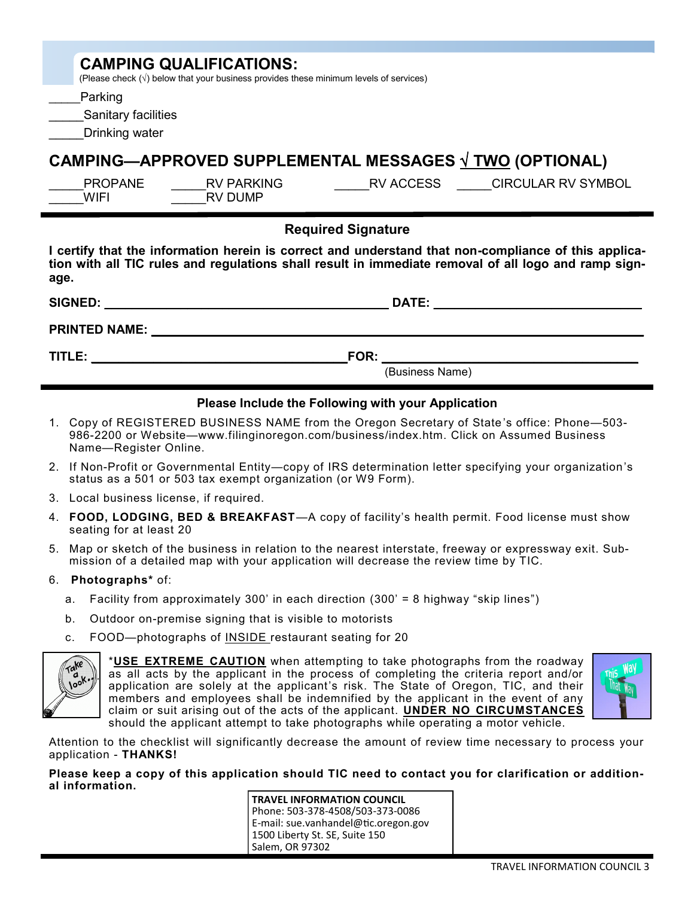## CAMPING QUALIFICATIONS:

(Please check (√) below that your business provides these minimum levels of services)

_____Parking

_____Sanitary facilities

_____Drinking water

## CAMPING—APPROVED SUPPLEMENTAL MESSAGES √ TWO (OPTIONAL)

_____PROPANE _____RV PARKING _____RV ACCESS _____CIRCULAR RV SYMBOL

_____WIFI _____RV DUMP

### Required Signature

**I certify that the information herein is correct and understand that non-compliance of this application with all TIC rules and regulations shall result in immediate removal of all logo and ramp signage.**

**SIGNED:** ______________________________ **DATE:** ______________________

**PRINTED NAME:** ______________________________________________

**TITLE:** ______________________________ **FOR:** ______________________________
(Business Name)

### Please Include the Following with your Application

1. Copy of REGISTERED BUSINESS NAME from the Oregon Secretary of State's office: Phone—503-986-2200 or Website—www.filinginoregon.com/business/index.htm. Click on Assumed Business Name—Register Online.
2. If Non-Profit or Governmental Entity—copy of IRS determination letter specifying your organization's status as a 501 or 503 tax exempt organization (or W9 Form).
3. Local business license, if required.
4. **FOOD, LODGING, BED & BREAKFAST**—A copy of facility's health permit. Food license must show seating for at least 20
5. Map or sketch of the business in relation to the nearest interstate, freeway or expressway exit. Submission of a detailed map with your application will decrease the review time by TIC.
6. **Photographs*** of:
   a. Facility from approximately 300' in each direction (300' = 8 highway "skip lines")
   b. Outdoor on-premise signing that is visible to motorists
   c. FOOD—photographs of INSIDE restaurant seating for 20

*__**USE EXTREME CAUTION**__ when attempting to take photographs from the roadway as all acts by the applicant in the process of completing the criteria report and/or application are solely at the applicant's risk. The State of Oregon, TIC, and their members and employees shall be indemnified by the applicant in the event of any claim or suit arising out of the acts of the applicant. __**UNDER NO CIRCUMSTANCES**__ should the applicant attempt to take photographs while operating a motor vehicle.

Attention to the checklist will significantly decrease the amount of review time necessary to process your application - **THANKS!**

**Please keep a copy of this application should TIC need to contact you for clarification or additional information.**

**TRAVEL INFORMATION COUNCIL**
Phone: 503-378-4508/503-373-0086
E-mail: sue.vanhandel@tic.oregon.gov
1500 Liberty St. SE, Suite 150
Salem, OR 97302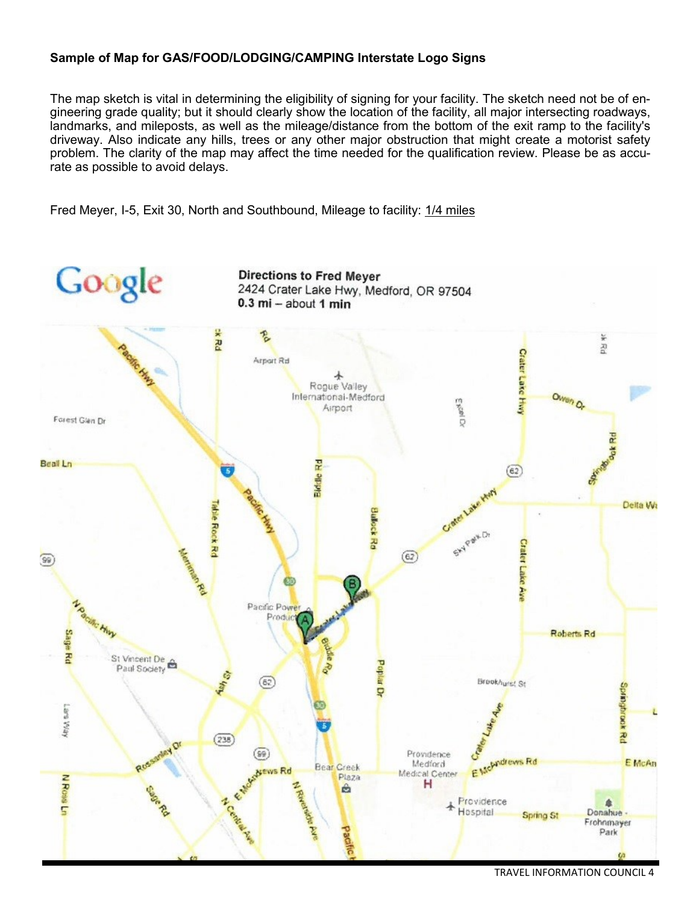**Sample of Map for GAS/FOOD/LODGING/CAMPING Interstate Logo Signs**

The map sketch is vital in determining the eligibility of signing for your facility. The sketch need not be of engineering grade quality; but it should clearly show the location of the facility, all major intersecting roadways, landmarks, and mileposts, as well as the mileage/distance from the bottom of the exit ramp to the facility's driveway. Also indicate any hills, trees or any other major obstruction that might create a motorist safety problem. The clarity of the map may affect the time needed for the qualification review. Please be as accurate as possible to avoid delays.

Fred Meyer, I-5, Exit 30, North and Southbound, Mileage to facility: 1/4 miles

Google

**Directions to Fred Meyer**
2424 Crater Lake Hwy, Medford, OR 97504
**0.3 mi** – about **1 min**